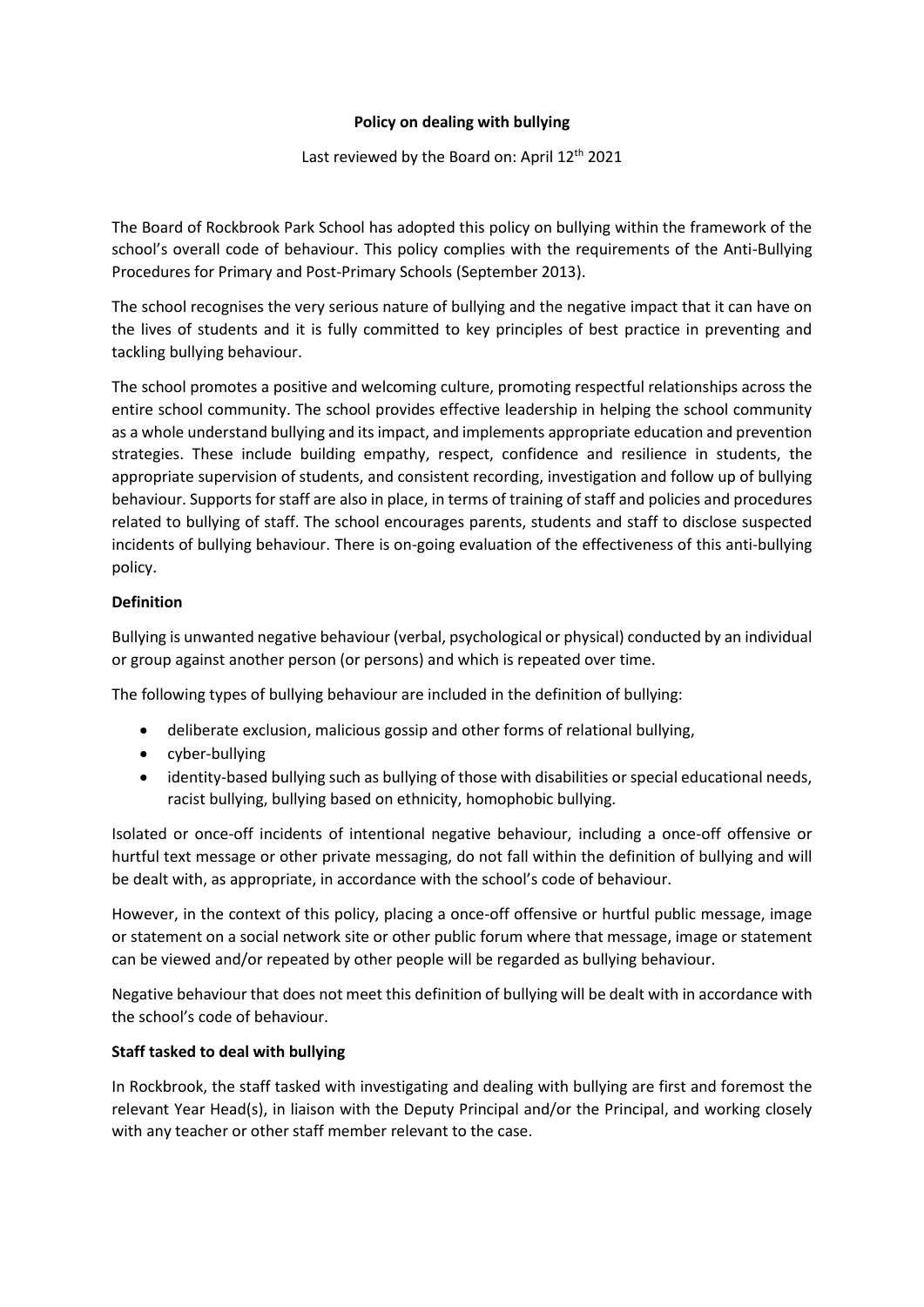**Policy on dealing with bullying**

Last reviewed by the Board on: April 12th 2021

The Board of Rockbrook Park School has adopted this policy on bullying within the framework of the school's overall code of behaviour. This policy complies with the requirements of the Anti-Bullying Procedures for Primary and Post-Primary Schools (September 2013).

The school recognises the very serious nature of bullying and the negative impact that it can have on the lives of students and it is fully committed to key principles of best practice in preventing and tackling bullying behaviour.

The school promotes a positive and welcoming culture, promoting respectful relationships across the entire school community. The school provides effective leadership in helping the school community as a whole understand bullying and its impact, and implements appropriate education and prevention strategies. These include building empathy, respect, confidence and resilience in students, the appropriate supervision of students, and consistent recording, investigation and follow up of bullying behaviour. Supports for staff are also in place, in terms of training of staff and policies and procedures related to bullying of staff. The school encourages parents, students and staff to disclose suspected incidents of bullying behaviour. There is on-going evaluation of the effectiveness of this anti-bullying policy.

**Definition**

Bullying is unwanted negative behaviour (verbal, psychological or physical) conducted by an individual or group against another person (or persons) and which is repeated over time.

The following types of bullying behaviour are included in the definition of bullying:

- deliberate exclusion, malicious gossip and other forms of relational bullying,
- cyber-bullying
- identity-based bullying such as bullying of those with disabilities or special educational needs, racist bullying, bullying based on ethnicity, homophobic bullying.

Isolated or once-off incidents of intentional negative behaviour, including a once-off offensive or hurtful text message or other private messaging, do not fall within the definition of bullying and will be dealt with, as appropriate, in accordance with the school's code of behaviour.

However, in the context of this policy, placing a once-off offensive or hurtful public message, image or statement on a social network site or other public forum where that message, image or statement can be viewed and/or repeated by other people will be regarded as bullying behaviour.

Negative behaviour that does not meet this definition of bullying will be dealt with in accordance with the school's code of behaviour.

**Staff tasked to deal with bullying**

In Rockbrook, the staff tasked with investigating and dealing with bullying are first and foremost the relevant Year Head(s), in liaison with the Deputy Principal and/or the Principal, and working closely with any teacher or other staff member relevant to the case.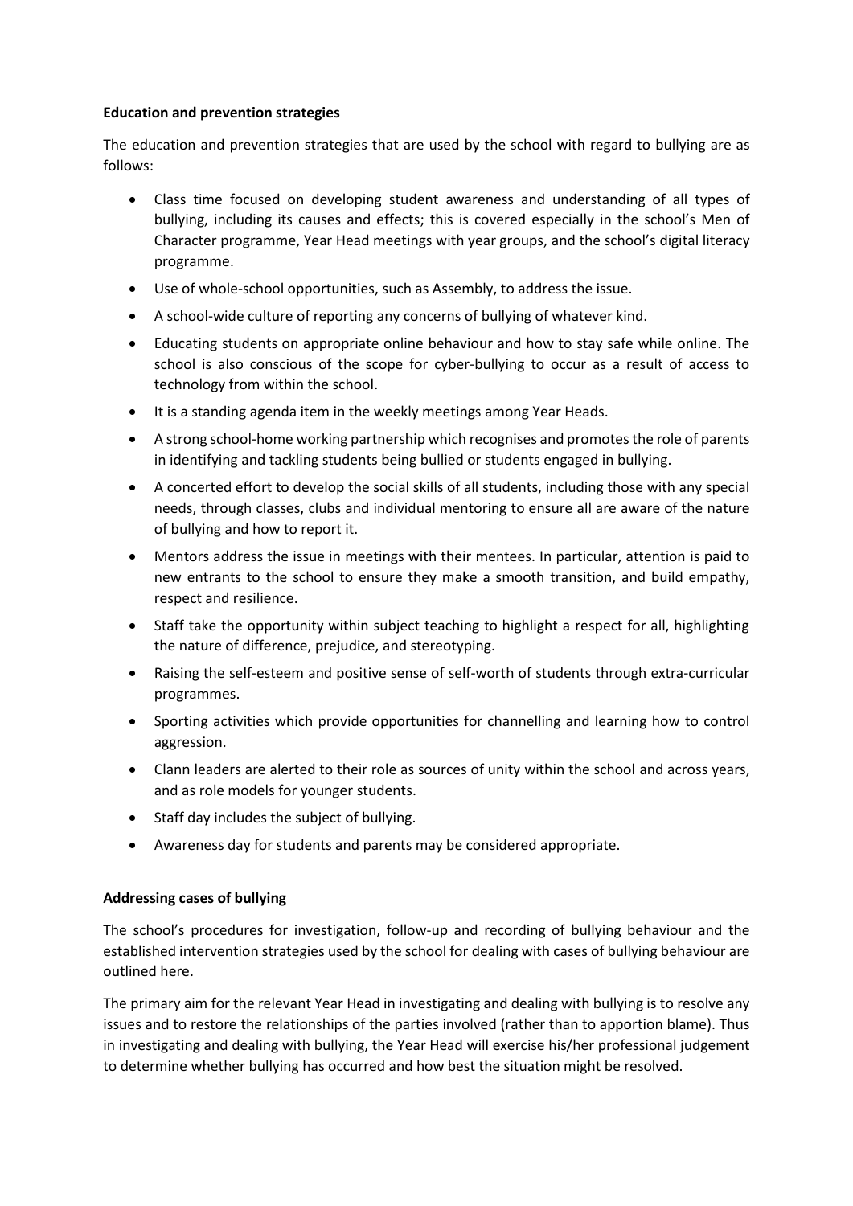**Education and prevention strategies**

The education and prevention strategies that are used by the school with regard to bullying are as follows:

- Class time focused on developing student awareness and understanding of all types of bullying, including its causes and effects; this is covered especially in the school's Men of Character programme, Year Head meetings with year groups, and the school's digital literacy programme.
- Use of whole-school opportunities, such as Assembly, to address the issue.
- A school-wide culture of reporting any concerns of bullying of whatever kind.
- Educating students on appropriate online behaviour and how to stay safe while online. The school is also conscious of the scope for cyber-bullying to occur as a result of access to technology from within the school.
- It is a standing agenda item in the weekly meetings among Year Heads.
- A strong school-home working partnership which recognises and promotes the role of parents in identifying and tackling students being bullied or students engaged in bullying.
- A concerted effort to develop the social skills of all students, including those with any special needs, through classes, clubs and individual mentoring to ensure all are aware of the nature of bullying and how to report it.
- Mentors address the issue in meetings with their mentees. In particular, attention is paid to new entrants to the school to ensure they make a smooth transition, and build empathy, respect and resilience.
- Staff take the opportunity within subject teaching to highlight a respect for all, highlighting the nature of difference, prejudice, and stereotyping.
- Raising the self-esteem and positive sense of self-worth of students through extra-curricular programmes.
- Sporting activities which provide opportunities for channelling and learning how to control aggression.
- Clann leaders are alerted to their role as sources of unity within the school and across years, and as role models for younger students.
- Staff day includes the subject of bullying.
- Awareness day for students and parents may be considered appropriate.

**Addressing cases of bullying**

The school's procedures for investigation, follow-up and recording of bullying behaviour and the established intervention strategies used by the school for dealing with cases of bullying behaviour are outlined here.

The primary aim for the relevant Year Head in investigating and dealing with bullying is to resolve any issues and to restore the relationships of the parties involved (rather than to apportion blame). Thus in investigating and dealing with bullying, the Year Head will exercise his/her professional judgement to determine whether bullying has occurred and how best the situation might be resolved.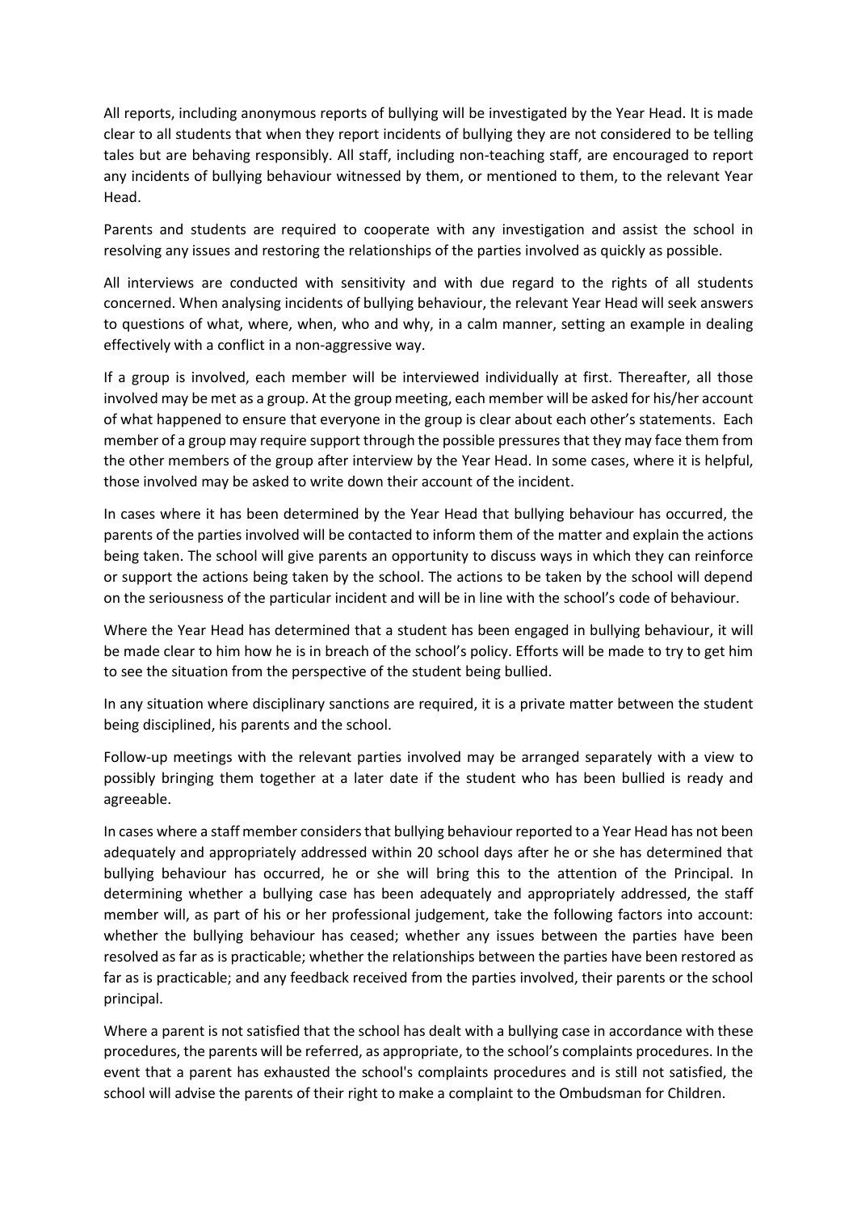All reports, including anonymous reports of bullying will be investigated by the Year Head. It is made clear to all students that when they report incidents of bullying they are not considered to be telling tales but are behaving responsibly. All staff, including non-teaching staff, are encouraged to report any incidents of bullying behaviour witnessed by them, or mentioned to them, to the relevant Year Head.

Parents and students are required to cooperate with any investigation and assist the school in resolving any issues and restoring the relationships of the parties involved as quickly as possible.

All interviews are conducted with sensitivity and with due regard to the rights of all students concerned. When analysing incidents of bullying behaviour, the relevant Year Head will seek answers to questions of what, where, when, who and why, in a calm manner, setting an example in dealing effectively with a conflict in a non-aggressive way.

If a group is involved, each member will be interviewed individually at first. Thereafter, all those involved may be met as a group. At the group meeting, each member will be asked for his/her account of what happened to ensure that everyone in the group is clear about each other's statements. Each member of a group may require support through the possible pressures that they may face them from the other members of the group after interview by the Year Head. In some cases, where it is helpful, those involved may be asked to write down their account of the incident.

In cases where it has been determined by the Year Head that bullying behaviour has occurred, the parents of the parties involved will be contacted to inform them of the matter and explain the actions being taken. The school will give parents an opportunity to discuss ways in which they can reinforce or support the actions being taken by the school. The actions to be taken by the school will depend on the seriousness of the particular incident and will be in line with the school's code of behaviour.

Where the Year Head has determined that a student has been engaged in bullying behaviour, it will be made clear to him how he is in breach of the school's policy. Efforts will be made to try to get him to see the situation from the perspective of the student being bullied.

In any situation where disciplinary sanctions are required, it is a private matter between the student being disciplined, his parents and the school.

Follow-up meetings with the relevant parties involved may be arranged separately with a view to possibly bringing them together at a later date if the student who has been bullied is ready and agreeable.

In cases where a staff member considers that bullying behaviour reported to a Year Head has not been adequately and appropriately addressed within 20 school days after he or she has determined that bullying behaviour has occurred, he or she will bring this to the attention of the Principal. In determining whether a bullying case has been adequately and appropriately addressed, the staff member will, as part of his or her professional judgement, take the following factors into account: whether the bullying behaviour has ceased; whether any issues between the parties have been resolved as far as is practicable; whether the relationships between the parties have been restored as far as is practicable; and any feedback received from the parties involved, their parents or the school principal.

Where a parent is not satisfied that the school has dealt with a bullying case in accordance with these procedures, the parents will be referred, as appropriate, to the school's complaints procedures. In the event that a parent has exhausted the school's complaints procedures and is still not satisfied, the school will advise the parents of their right to make a complaint to the Ombudsman for Children.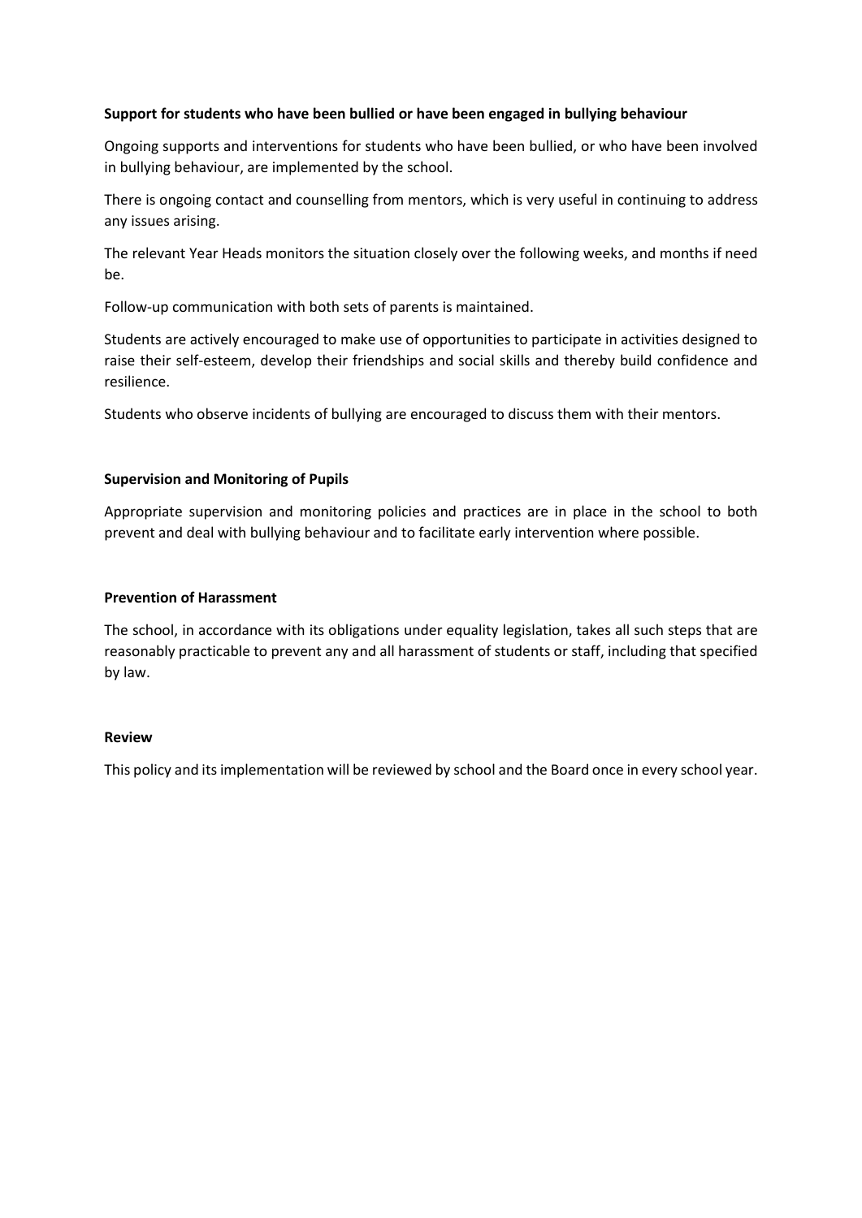**Support for students who have been bullied or have been engaged in bullying behaviour**

Ongoing supports and interventions for students who have been bullied, or who have been involved in bullying behaviour, are implemented by the school.

There is ongoing contact and counselling from mentors, which is very useful in continuing to address any issues arising.

The relevant Year Heads monitors the situation closely over the following weeks, and months if need be.

Follow-up communication with both sets of parents is maintained.

Students are actively encouraged to make use of opportunities to participate in activities designed to raise their self-esteem, develop their friendships and social skills and thereby build confidence and resilience.

Students who observe incidents of bullying are encouraged to discuss them with their mentors.

**Supervision and Monitoring of Pupils**

Appropriate supervision and monitoring policies and practices are in place in the school to both prevent and deal with bullying behaviour and to facilitate early intervention where possible.

**Prevention of Harassment**

The school, in accordance with its obligations under equality legislation, takes all such steps that are reasonably practicable to prevent any and all harassment of students or staff, including that specified by law.

**Review**

This policy and its implementation will be reviewed by school and the Board once in every school year.